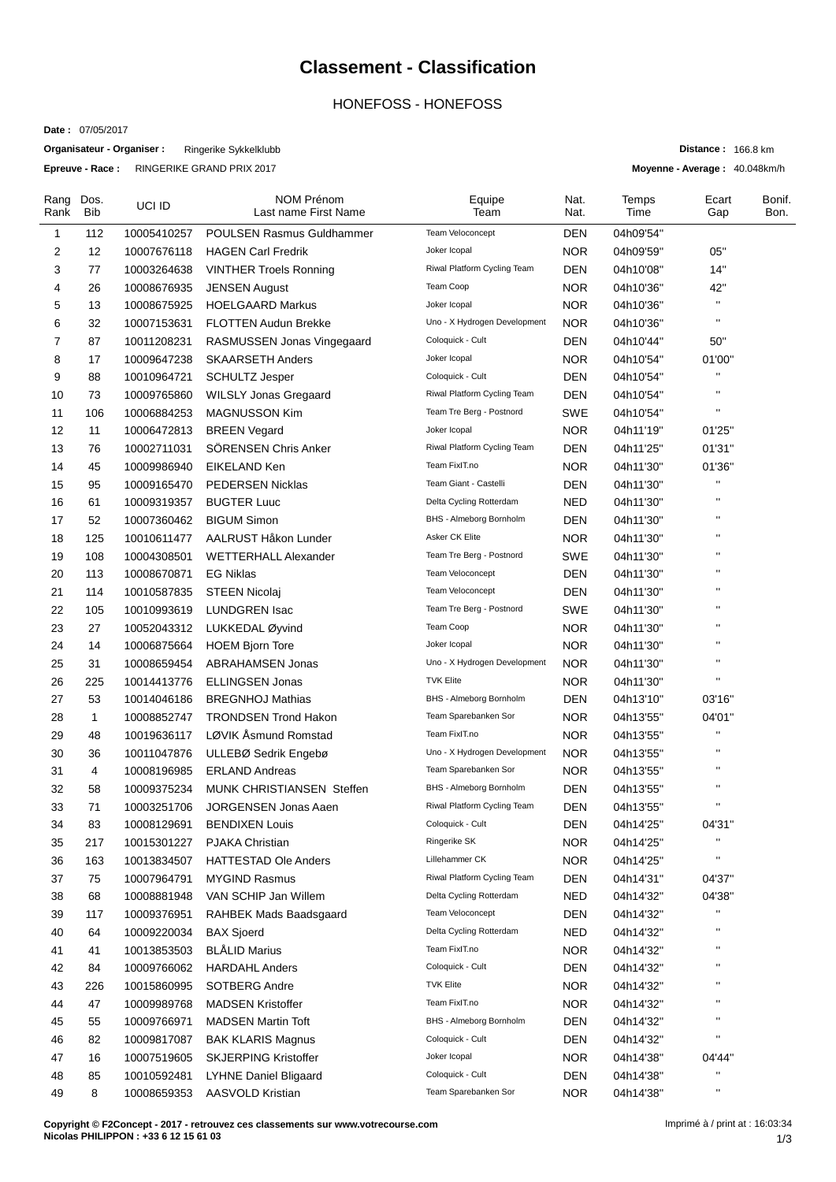# Classement - Classification

## HONEFOSS - HONEFOSS

**Date :** 07/05/2017

**Organisateur - Organiser :** Ringerike Sykkelklubb

**Epreuve - Race :** RINGERIKE GRAND PRIX 2017

**Distance :** 166.8 km

**Moyenne - Average :** 40.048km/h

| Rang Rank | Dos. Bib | UCI ID | NOM Prénom Last name First Name | Equipe Team | Nat. Nat. | Temps Time | Ecart Gap | Bonif. Bon. |
|---|---|---|---|---|---|---|---|---|
| 1 | 112 | 10005410257 | POULSEN Rasmus Guldhammer | Team Veloconcept | DEN | 04h09'54'' | | |
| 2 | 12 | 10007676118 | HAGEN Carl Fredrik | Joker Icopal | NOR | 04h09'59'' | 05'' | |
| 3 | 77 | 10003264638 | VINTHER Troels Ronning | Riwal Platform Cycling Team | DEN | 04h10'08'' | 14'' | |
| 4 | 26 | 10008676935 | JENSEN August | Team Coop | NOR | 04h10'36'' | 42'' | |
| 5 | 13 | 10008675925 | HOELGAARD Markus | Joker Icopal | NOR | 04h10'36'' | '' | |
| 6 | 32 | 10007153631 | FLOTTEN Audun Brekke | Uno - X Hydrogen Development | NOR | 04h10'36'' | '' | |
| 7 | 87 | 10011208231 | RASMUSSEN Jonas Vingegaard | Coloquick - Cult | DEN | 04h10'44'' | 50'' | |
| 8 | 17 | 10009647238 | SKAARSETH Anders | Joker Icopal | NOR | 04h10'54'' | 01'00'' | |
| 9 | 88 | 10010964721 | SCHULTZ Jesper | Coloquick - Cult | DEN | 04h10'54'' | '' | |
| 10 | 73 | 10009765860 | WILSLY Jonas Gregaard | Riwal Platform Cycling Team | DEN | 04h10'54'' | '' | |
| 11 | 106 | 10006884253 | MAGNUSSON Kim | Team Tre Berg - Postnord | SWE | 04h10'54'' | '' | |
| 12 | 11 | 10006472813 | BREEN Vegard | Joker Icopal | NOR | 04h11'19'' | 01'25'' | |
| 13 | 76 | 10002711031 | SÖRENSEN Chris Anker | Riwal Platform Cycling Team | DEN | 04h11'25'' | 01'31'' | |
| 14 | 45 | 10009986940 | EIKELAND Ken | Team FixIT.no | NOR | 04h11'30'' | 01'36'' | |
| 15 | 95 | 10009165470 | PEDERSEN Nicklas | Team Giant - Castelli | DEN | 04h11'30'' | '' | |
| 16 | 61 | 10009319357 | BUGTER Luuc | Delta Cycling Rotterdam | NED | 04h11'30'' | '' | |
| 17 | 52 | 10007360462 | BIGUM Simon | BHS - Almeborg Bornholm | DEN | 04h11'30'' | '' | |
| 18 | 125 | 10010611477 | AALRUST Håkon Lunder | Asker CK Elite | NOR | 04h11'30'' | '' | |
| 19 | 108 | 10004308501 | WETTERHALL Alexander | Team Tre Berg - Postnord | SWE | 04h11'30'' | '' | |
| 20 | 113 | 10008670871 | EG Niklas | Team Veloconcept | DEN | 04h11'30'' | '' | |
| 21 | 114 | 10010587835 | STEEN Nicolaj | Team Veloconcept | DEN | 04h11'30'' | '' | |
| 22 | 105 | 10010993619 | LUNDGREN Isac | Team Tre Berg - Postnord | SWE | 04h11'30'' | '' | |
| 23 | 27 | 10052043312 | LUKKEDAL Øyvind | Team Coop | NOR | 04h11'30'' | '' | |
| 24 | 14 | 10006875664 | HOEM Bjorn Tore | Joker Icopal | NOR | 04h11'30'' | '' | |
| 25 | 31 | 10008659454 | ABRAHAMSEN Jonas | Uno - X Hydrogen Development | NOR | 04h11'30'' | '' | |
| 26 | 225 | 10014413776 | ELLINGSEN Jonas | TVK Elite | NOR | 04h11'30'' | '' | |
| 27 | 53 | 10014046186 | BREGNHOJ Mathias | BHS - Almeborg Bornholm | DEN | 04h13'10'' | 03'16'' | |
| 28 | 1 | 10008852747 | TRONDSEN Trond Hakon | Team Sparebanken Sor | NOR | 04h13'55'' | 04'01'' | |
| 29 | 48 | 10019636117 | LØVIK Åsmund Romstad | Team FixIT.no | NOR | 04h13'55'' | '' | |
| 30 | 36 | 10011047876 | ULLEBØ Sedrik Engebø | Uno - X Hydrogen Development | NOR | 04h13'55'' | '' | |
| 31 | 4 | 10008196985 | ERLAND Andreas | Team Sparebanken Sor | NOR | 04h13'55'' | '' | |
| 32 | 58 | 10009375234 | MUNK CHRISTIANSEN Steffen | BHS - Almeborg Bornholm | DEN | 04h13'55'' | '' | |
| 33 | 71 | 10003251706 | JORGENSEN Jonas Aaen | Riwal Platform Cycling Team | DEN | 04h13'55'' | '' | |
| 34 | 83 | 10008129691 | BENDIXEN Louis | Coloquick - Cult | DEN | 04h14'25'' | 04'31'' | |
| 35 | 217 | 10015301227 | PJAKA Christian | Ringerike SK | NOR | 04h14'25'' | '' | |
| 36 | 163 | 10013834507 | HATTESTAD Ole Anders | Lillehammer CK | NOR | 04h14'25'' | '' | |
| 37 | 75 | 10007964791 | MYGIND Rasmus | Riwal Platform Cycling Team | DEN | 04h14'31'' | 04'37'' | |
| 38 | 68 | 10008881948 | VAN SCHIP Jan Willem | Delta Cycling Rotterdam | NED | 04h14'32'' | 04'38'' | |
| 39 | 117 | 10009376951 | RAHBEK Mads Baadsgaard | Team Veloconcept | DEN | 04h14'32'' | '' | |
| 40 | 64 | 10009220034 | BAX Sjoerd | Delta Cycling Rotterdam | NED | 04h14'32'' | '' | |
| 41 | 41 | 10013853503 | BLÅLID Marius | Team FixIT.no | NOR | 04h14'32'' | '' | |
| 42 | 84 | 10009766062 | HARDAHL Anders | Coloquick - Cult | DEN | 04h14'32'' | '' | |
| 43 | 226 | 10015860995 | SOTBERG Andre | TVK Elite | NOR | 04h14'32'' | '' | |
| 44 | 47 | 10009989768 | MADSEN Kristoffer | Team FixIT.no | NOR | 04h14'32'' | '' | |
| 45 | 55 | 10009766971 | MADSEN Martin Toft | BHS - Almeborg Bornholm | DEN | 04h14'32'' | '' | |
| 46 | 82 | 10009817087 | BAK KLARIS Magnus | Coloquick - Cult | DEN | 04h14'32'' | '' | |
| 47 | 16 | 10007519605 | SKJERPING Kristoffer | Joker Icopal | NOR | 04h14'38'' | 04'44'' | |
| 48 | 85 | 10010592481 | LYHNE Daniel Bligaard | Coloquick - Cult | DEN | 04h14'38'' | '' | |
| 49 | 8 | 10008659353 | AASVOLD Kristian | Team Sparebanken Sor | NOR | 04h14'38'' | '' | |

**Copyright © F2Concept - 2017 - retrouvez ces classements sur www.votrecourse.com**
**Nicolas PHILIPPON : +33 6 12 15 61 03**

Imprimé à / print at : 16:03:34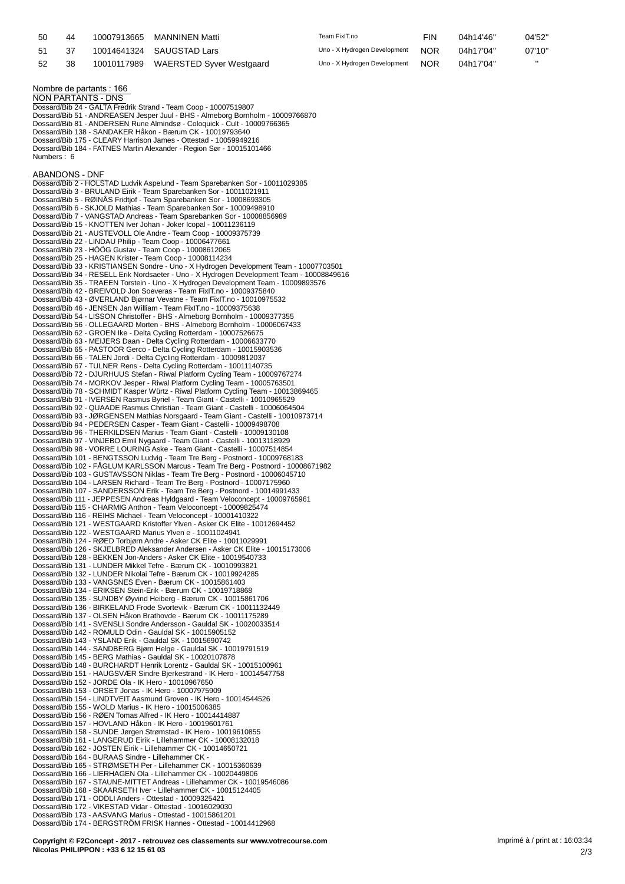| 50 | 44 | 10007913665 | MANNINEN Matti | Team FixIT.no | FIN | 04h14'46'' | 04'52'' |
|---|---|---|---|---|---|---|---|
| 51 | 37 | 10014641324 | SAUGSTAD Lars | Uno - X Hydrogen Development | NOR | 04h17'04'' | 07'10'' |
| 52 | 38 | 10010117989 | WAERSTED Syver Westgaard | Uno - X Hydrogen Development | NOR | 04h17'04'' | '' |

Nombre de partants : 166

NON PARTANTS - DNS

Dossard/Bib 24 - GALTA Fredrik Strand - Team Coop - 10007519807
Dossard/Bib 51 - ANDREASEN Jesper Juul - BHS - Almeborg Bornholm - 10009766870
Dossard/Bib 81 - ANDERSEN Rune Almindsø - Coloquick - Cult - 10009766365
Dossard/Bib 138 - SANDAKER Håkon - Bærum CK - 10019793640
Dossard/Bib 175 - CLEARY Harrison James - Ottestad - 10059949216
Dossard/Bib 184 - FATNES Martin Alexander - Region Sør - 10015101466
Numbers : 6

ABANDONS - DNF

Dossard/Bib 2 - HOLSTAD Ludvik Aspelund - Team Sparebanken Sor - 10011029385
Dossard/Bib 3 - BRULAND Eirik - Team Sparebanken Sor - 10011021911
Dossard/Bib 5 - RØINÅS Fridtjof - Team Sparebanken Sor - 10008693305
Dossard/Bib 6 - SKJOLD Mathias - Team Sparebanken Sor - 10009498910
Dossard/Bib 7 - VANGSTAD Andreas - Team Sparebanken Sor - 10008856989
Dossard/Bib 15 - KNOTTEN Iver Johan - Joker Icopal - 10011236119
Dossard/Bib 21 - AUSTEVOLL Ole Andre - Team Coop - 10009375739
Dossard/Bib 22 - LINDAU Philip - Team Coop - 10006477661
Dossard/Bib 23 - HÖÖG Gustav - Team Coop - 10008612065
Dossard/Bib 25 - HAGEN Krister - Team Coop - 10008114234
Dossard/Bib 33 - KRISTIANSEN Sondre - Uno - X Hydrogen Development Team - 10007703501
Dossard/Bib 34 - RESELL Erik Nordsaeter - Uno - X Hydrogen Development Team - 10008849616
Dossard/Bib 35 - TRAEEN Torstein - Uno - X Hydrogen Development Team - 10009893576
Dossard/Bib 42 - BREIVOLD Jon Soeveras - Team FixIT.no - 10009375840
Dossard/Bib 43 - ØVERLAND Bjørnar Vevatne - Team FixIT.no - 10010975532
Dossard/Bib 46 - JENSEN Jan William - Team FixIT.no - 10009375638
Dossard/Bib 54 - LISSON Christoffer - BHS - Almeborg Bornholm - 10009377355
Dossard/Bib 56 - OLLEGAARD Morten - BHS - Almeborg Bornholm - 10006067433
Dossard/Bib 62 - GROEN Ike - Delta Cycling Rotterdam - 10007526675
Dossard/Bib 63 - MEIJERS Daan - Delta Cycling Rotterdam - 10006633770
Dossard/Bib 65 - PASTOOR Gerco - Delta Cycling Rotterdam - 10015903536
Dossard/Bib 66 - TALEN Jordi - Delta Cycling Rotterdam - 10009812037
Dossard/Bib 67 - TULNER Rens - Delta Cycling Rotterdam - 10011140735
Dossard/Bib 72 - DJURHUUS Stefan - Riwal Platform Cycling Team - 10009767274
Dossard/Bib 74 - MORKOV Jesper - Riwal Platform Cycling Team - 10005763501
Dossard/Bib 78 - SCHMIDT Kasper Würtz - Riwal Platform Cycling Team - 10013869465
Dossard/Bib 91 - IVERSEN Rasmus Byriel - Team Giant - Castelli - 10010965529
Dossard/Bib 92 - QUAADE Rasmus Christian - Team Giant - Castelli - 10006064504
Dossard/Bib 93 - JØRGENSEN Mathias Norsgaard - Team Giant - Castelli - 10010973714
Dossard/Bib 94 - PEDERSEN Casper - Team Giant - Castelli - 10009498708
Dossard/Bib 96 - THERKILDSEN Marius - Team Giant - Castelli - 10009130108
Dossard/Bib 97 - VINJEBO Emil Nygaard - Team Giant - Castelli - 10013118929
Dossard/Bib 98 - VORRE LOURING Aske - Team Giant - Castelli - 10007514854
Dossard/Bib 101 - BENGTSSON Ludvig - Team Tre Berg - Postnord - 10009768183
Dossard/Bib 102 - FÅGLUM KARLSSON Marcus - Team Tre Berg - Postnord - 10008671982
Dossard/Bib 103 - GUSTAVSSON Niklas - Team Tre Berg - Postnord - 10006045710
Dossard/Bib 104 - LARSEN Richard - Team Tre Berg - Postnord - 10007175960
Dossard/Bib 107 - SANDERSSON Erik - Team Tre Berg - Postnord - 10014991433
Dossard/Bib 111 - JEPPESEN Andreas Hyldgaard - Team Veloconcept - 10009765961
Dossard/Bib 115 - CHARMIG Anthon - Team Veloconcept - 10009825474
Dossard/Bib 116 - REIHS Michael - Team Veloconcept - 10001410322
Dossard/Bib 121 - WESTGAARD Kristoffer Ylven - Asker CK Elite - 10012694452
Dossard/Bib 122 - WESTGAARD Marius Ylven e - 10011024941
Dossard/Bib 124 - RØED Torbjørn Andre - Asker CK Elite - 10011029991
Dossard/Bib 126 - SKJELBRED Aleksander Andersen - Asker CK Elite - 10015173006
Dossard/Bib 128 - BEKKEN Jon-Anders - Asker CK Elite - 10019540733
Dossard/Bib 131 - LUNDER Mikkel Tefre - Bærum CK - 10010993821
Dossard/Bib 132 - LUNDER Nikolai Tefre - Bærum CK - 10019924285
Dossard/Bib 133 - VANGSNES Even - Bærum CK - 10015861403
Dossard/Bib 134 - ERIKSEN Stein-Erik - Bærum CK - 10019718868
Dossard/Bib 135 - SUNDBY Øyvind Heiberg - Bærum CK - 10015861706
Dossard/Bib 136 - BIRKELAND Frode Svortevik - Bærum CK - 10011132449
Dossard/Bib 137 - OLSEN Håkon Brathovde - Bærum CK - 10011175289
Dossard/Bib 141 - SVENSLI Sondre Andersson - Gauldal SK - 10020033514
Dossard/Bib 142 - ROMULD Odin - Gauldal SK - 10015905152
Dossard/Bib 143 - YSLAND Erik - Gauldal SK - 10015690742
Dossard/Bib 144 - SANDBERG Bjørn Helge - Gauldal SK - 10019791519
Dossard/Bib 145 - BERG Mathias - Gauldal SK - 10020107878
Dossard/Bib 148 - BURCHARDT Henrik Lorentz - Gauldal SK - 10015100961
Dossard/Bib 151 - HAUGSVÆR Sindre Bjerkestrand - IK Hero - 10014547758
Dossard/Bib 152 - JORDE Ola - IK Hero - 10010967650
Dossard/Bib 153 - ORSET Jonas - IK Hero - 10007975909
Dossard/Bib 154 - LINDTVEIT Aasmund Groven - IK Hero - 10014544526
Dossard/Bib 155 - WOLD Marius - IK Hero - 10015006385
Dossard/Bib 156 - RØEN Tomas Alfred - IK Hero - 10014414887
Dossard/Bib 157 - HOVLAND Håkon - IK Hero - 10019601761
Dossard/Bib 158 - SUNDE Jørgen Strømstad - IK Hero - 10019610855
Dossard/Bib 161 - LANGERUD Eirik - Lillehammer CK - 10008132018
Dossard/Bib 162 - JOSTEN Eirik - Lillehammer CK - 10014650721
Dossard/Bib 164 - BURAAS Sindre - Lillehammer CK -
Dossard/Bib 165 - STRØMSETH Per - Lillehammer CK - 10015360639
Dossard/Bib 166 - LIERHAGEN Ola - Lillehammer CK - 10020449806
Dossard/Bib 167 - STAUNE-MITTET Andreas - Lillehammer CK - 10019546086
Dossard/Bib 168 - SKAARSETH Iver - Lillehammer CK - 10015124405
Dossard/Bib 171 - ODDLI Anders - Ottestad - 10009325421
Dossard/Bib 172 - VIKESTAD Vidar - Ottestad - 10016029030
Dossard/Bib 173 - AASVANG Marius - Ottestad - 10015861201
Dossard/Bib 174 - BERGSTRÖM FRISK Hannes - Ottestad - 10014412968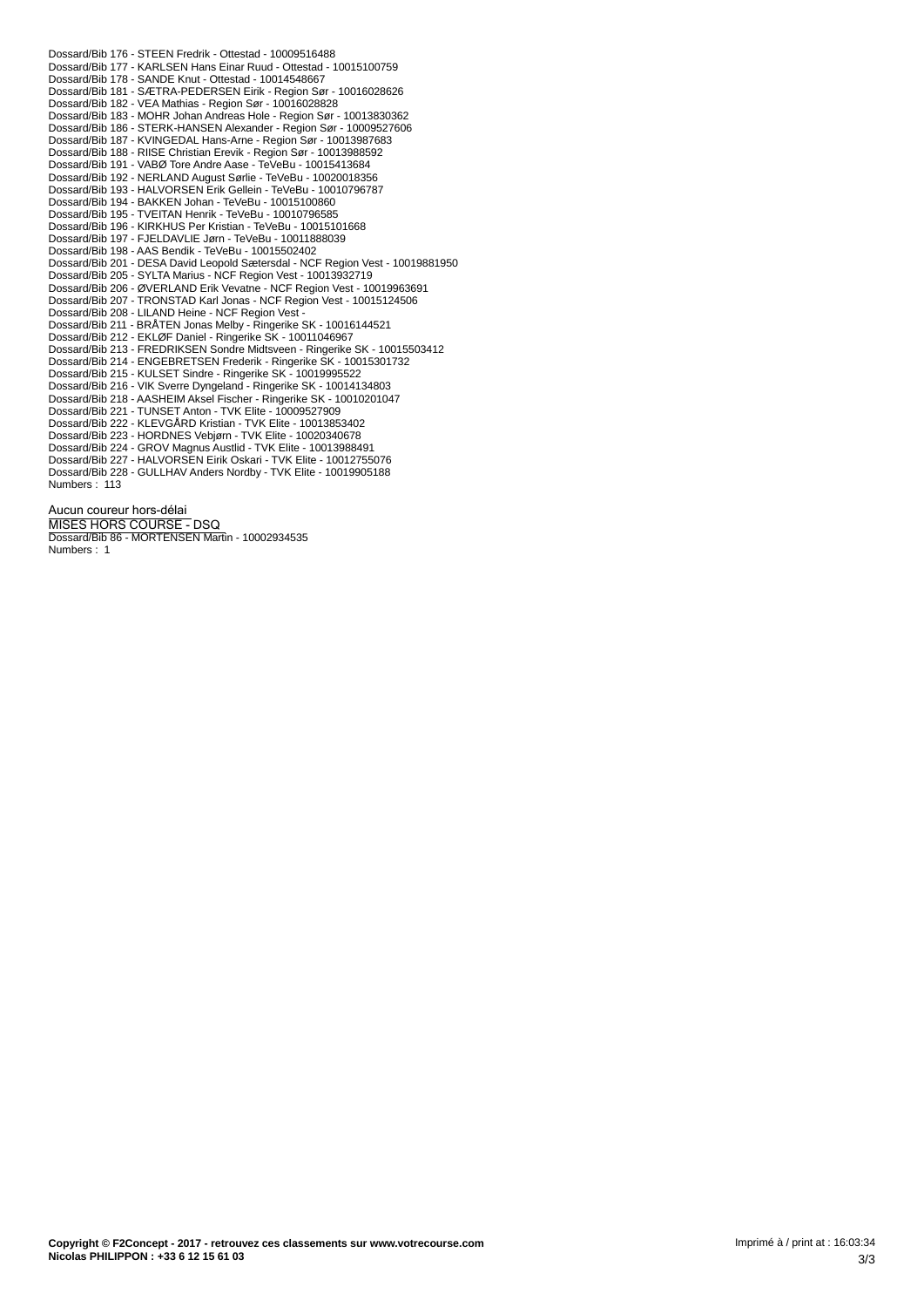Dossard/Bib 176 - STEEN Fredrik - Ottestad - 10009516488
Dossard/Bib 177 - KARLSEN Hans Einar Ruud - Ottestad - 10015100759
Dossard/Bib 178 - SANDE Knut - Ottestad - 10014548667
Dossard/Bib 181 - SÆTRA-PEDERSEN Eirik - Region Sør - 10016028626
Dossard/Bib 182 - VEA Mathias - Region Sør - 10016028828
Dossard/Bib 183 - MOHR Johan Andreas Hole - Region Sør - 10013830362
Dossard/Bib 186 - STERK-HANSEN Alexander - Region Sør - 10009527606
Dossard/Bib 187 - KVINGEDAL Hans-Arne - Region Sør - 10013987683
Dossard/Bib 188 - RIISE Christian Erevik - Region Sør - 10013988592
Dossard/Bib 191 - VABØ Tore Andre Aase - TeVeBu - 10015413684
Dossard/Bib 192 - NERLAND August Sørlie - TeVeBu - 10020018356
Dossard/Bib 193 - HALVORSEN Erik Gellein - TeVeBu - 10010796787
Dossard/Bib 194 - BAKKEN Johan - TeVeBu - 10015100860
Dossard/Bib 195 - TVEITAN Henrik - TeVeBu - 10010796585
Dossard/Bib 196 - KIRKHUS Per Kristian - TeVeBu - 10015101668
Dossard/Bib 197 - FJELDAVLIE Jørn - TeVeBu - 10011888039
Dossard/Bib 198 - AAS Bendik - TeVeBu - 10015502402
Dossard/Bib 201 - DESA David Leopold Sætersdal - NCF Region Vest - 10019881950
Dossard/Bib 205 - SYLTA Marius - NCF Region Vest - 10013932719
Dossard/Bib 206 - ØVERLAND Erik Vevatne - NCF Region Vest - 10019963691
Dossard/Bib 207 - TRONSTAD Karl Jonas - NCF Region Vest - 10015124506
Dossard/Bib 208 - LILAND Heine - NCF Region Vest -
Dossard/Bib 211 - BRÅTEN Jonas Melby - Ringerike SK - 10016144521
Dossard/Bib 212 - EKLØF Daniel - Ringerike SK - 10011046967
Dossard/Bib 213 - FREDRIKSEN Sondre Midtsveen - Ringerike SK - 10015503412
Dossard/Bib 214 - ENGEBRETSEN Frederik - Ringerike SK - 10015301732
Dossard/Bib 215 - KULSET Sindre - Ringerike SK - 10019995522
Dossard/Bib 216 - VIK Sverre Dyngeland - Ringerike SK - 10014134803
Dossard/Bib 218 - AASHEIM Aksel Fischer - Ringerike SK - 10010201047
Dossard/Bib 221 - TUNSET Anton - TVK Elite - 10009527909
Dossard/Bib 222 - KLEVGÅRD Kristian - TVK Elite - 10013853402
Dossard/Bib 223 - HORDNES Vebjørn - TVK Elite - 10020340678
Dossard/Bib 224 - GROV Magnus Austlid - TVK Elite - 10013988491
Dossard/Bib 227 - HALVORSEN Eirik Oskari - TVK Elite - 10012755076
Dossard/Bib 228 - GULLHAV Anders Nordby - TVK Elite - 10019905188
Numbers : 113

Aucun coureur hors-délai

MISES HORS COURSE - DSQ

Dossard/Bib 86 - MORTENSEN Martin - 10002934535
Numbers : 1

**Copyright © F2Concept - 2017 - retrouvez ces classements sur www.votrecourse.com**
**Nicolas PHILIPPON : +33 6 12 15 61 03**

Imprimé à / print at : 16:03:34